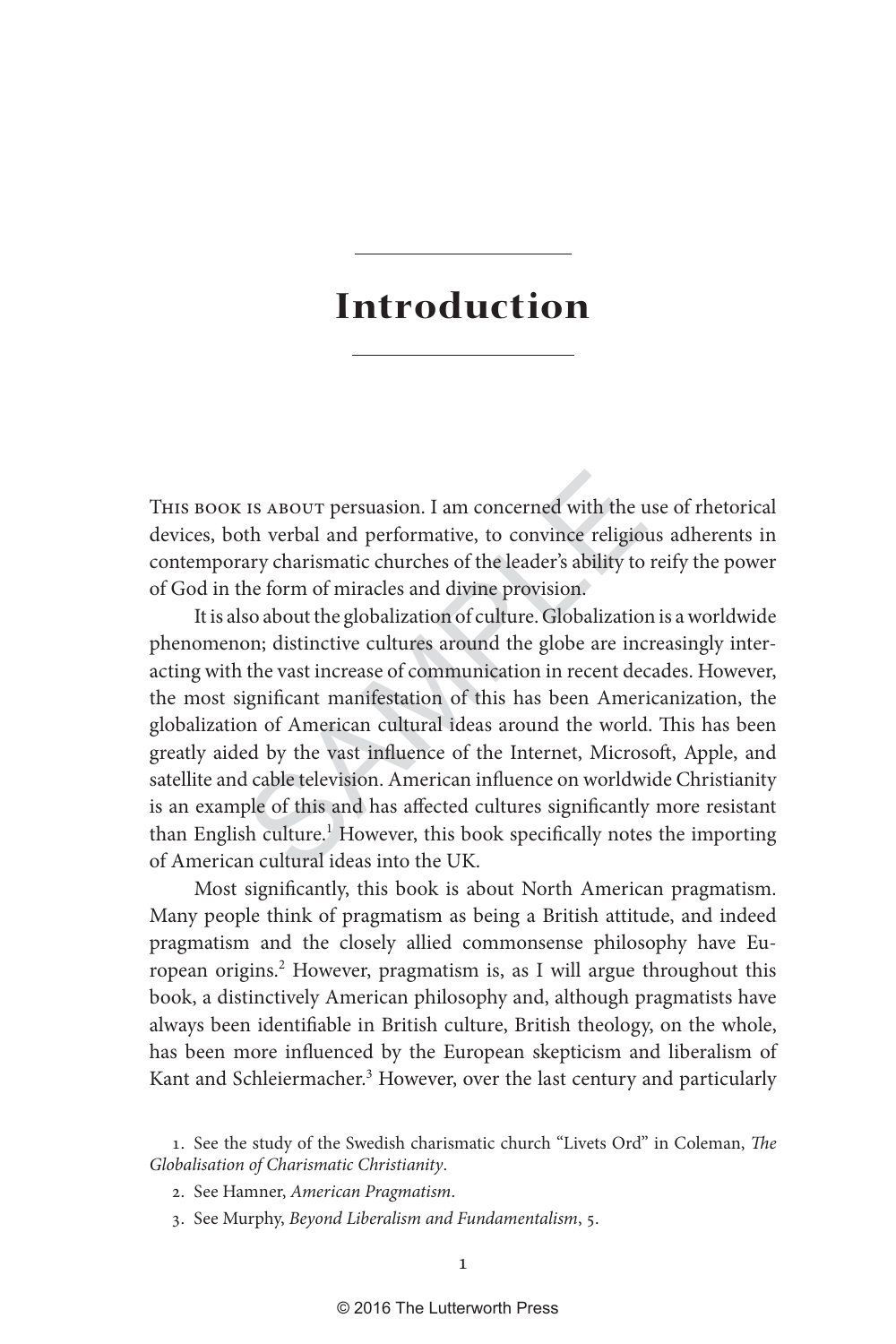# Introduction

This book is about persuasion. I am concerned with the use of rhetorical devices, both verbal and performative, to convince religious adherents in contemporary charismatic churches of the leader's ability to reify the power of God in the form of miracles and divine provision.

It is also about the globalization of culture. Globalization is a worldwide phenomenon; distinctive cultures around the globe are increasingly interacting with the vast increase of communication in recent decades. However, the most significant manifestation of this has been Americanization, the globalization of American cultural ideas around the world. This has been greatly aided by the vast influence of the Internet, Microsoft, Apple, and satellite and cable television. American influence on worldwide Christianity is an example of this and has affected cultures significantly more resistant than English culture.[1] However, this book specifically notes the importing of American cultural ideas into the UK.

Most significantly, this book is about North American pragmatism. Many people think of pragmatism as being a British attitude, and indeed pragmatism and the closely allied commonsense philosophy have European origins.[2] However, pragmatism is, as I will argue throughout this book, a distinctively American philosophy and, although pragmatists have always been identifiable in British culture, British theology, on the whole, has been more influenced by the European skepticism and liberalism of Kant and Schleiermacher.[3] However, over the last century and particularly

1. See the study of the Swedish charismatic church "Livets Ord" in Coleman, *The Globalisation of Charismatic Christianity*.

2. See Hamner, *American Pragmatism*.

3. See Murphy, *Beyond Liberalism and Fundamentalism*, 5.

© 2016 The Lutterworth Press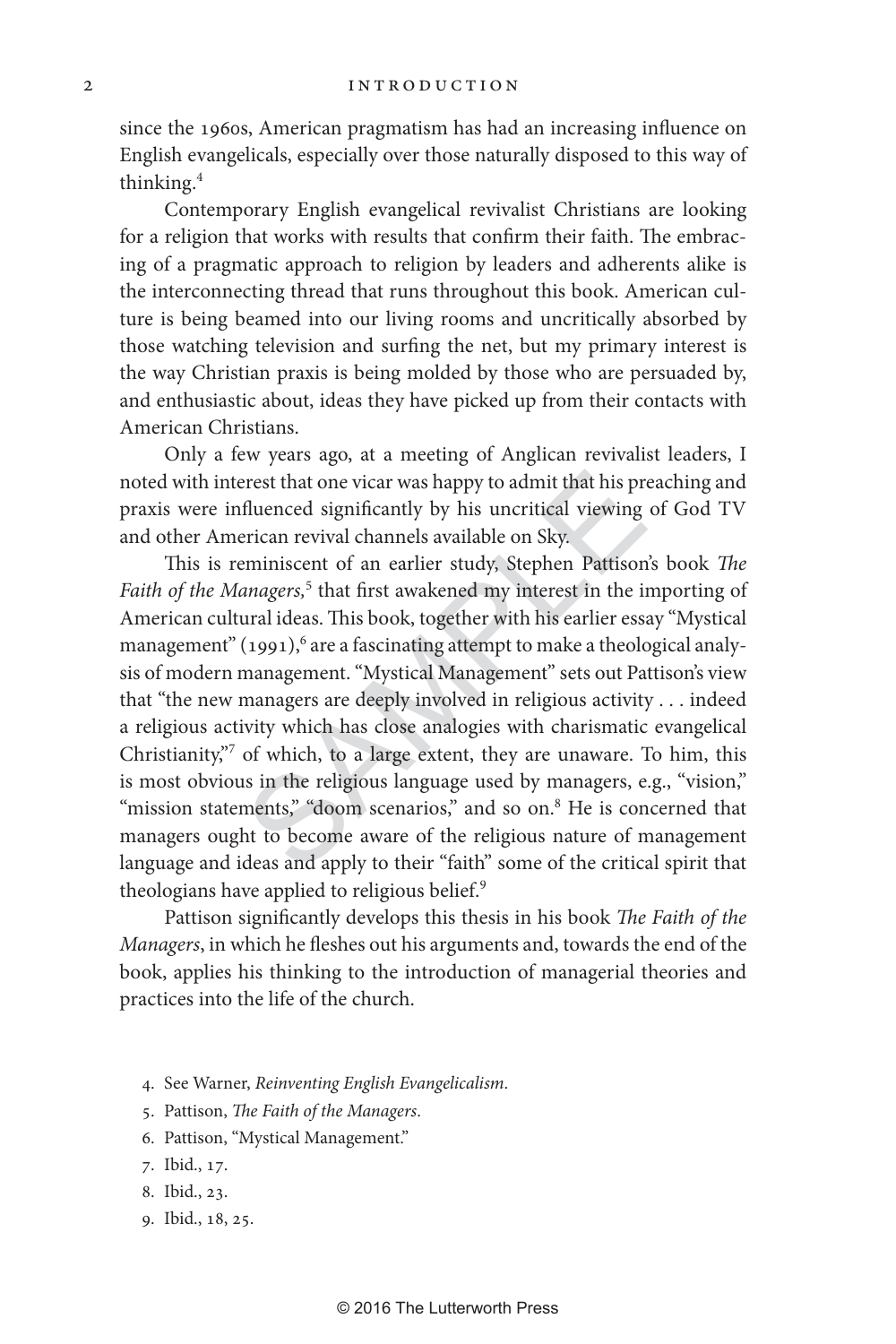since the 1960s, American pragmatism has had an increasing influence on English evangelicals, especially over those naturally disposed to this way of thinking.[4]

Contemporary English evangelical revivalist Christians are looking for a religion that works with results that confirm their faith. The embracing of a pragmatic approach to religion by leaders and adherents alike is the interconnecting thread that runs throughout this book. American culture is being beamed into our living rooms and uncritically absorbed by those watching television and surfing the net, but my primary interest is the way Christian praxis is being molded by those who are persuaded by, and enthusiastic about, ideas they have picked up from their contacts with American Christians.

Only a few years ago, at a meeting of Anglican revivalist leaders, I noted with interest that one vicar was happy to admit that his preaching and praxis were influenced significantly by his uncritical viewing of God TV and other American revival channels available on Sky.

This is reminiscent of an earlier study, Stephen Pattison's book *The Faith of the Managers*,[5] that first awakened my interest in the importing of American cultural ideas. This book, together with his earlier essay "Mystical management" (1991),[6] are a fascinating attempt to make a theological analysis of modern management. "Mystical Management" sets out Pattison's view that "the new managers are deeply involved in religious activity . . . indeed a religious activity which has close analogies with charismatic evangelical Christianity,"[7] of which, to a large extent, they are unaware. To him, this is most obvious in the religious language used by managers, e.g., "vision," "mission statements," "doom scenarios," and so on.[8] He is concerned that managers ought to become aware of the religious nature of management language and ideas and apply to their "faith" some of the critical spirit that theologians have applied to religious belief.[9]

Pattison significantly develops this thesis in his book *The Faith of the Managers*, in which he fleshes out his arguments and, towards the end of the book, applies his thinking to the introduction of managerial theories and practices into the life of the church.

4. See Warner, *Reinventing English Evangelicalism*.
5. Pattison, *The Faith of the Managers*.
6. Pattison, "Mystical Management."
7. Ibid., 17.
8. Ibid., 23.
9. Ibid., 18, 25.

© 2016 The Lutterworth Press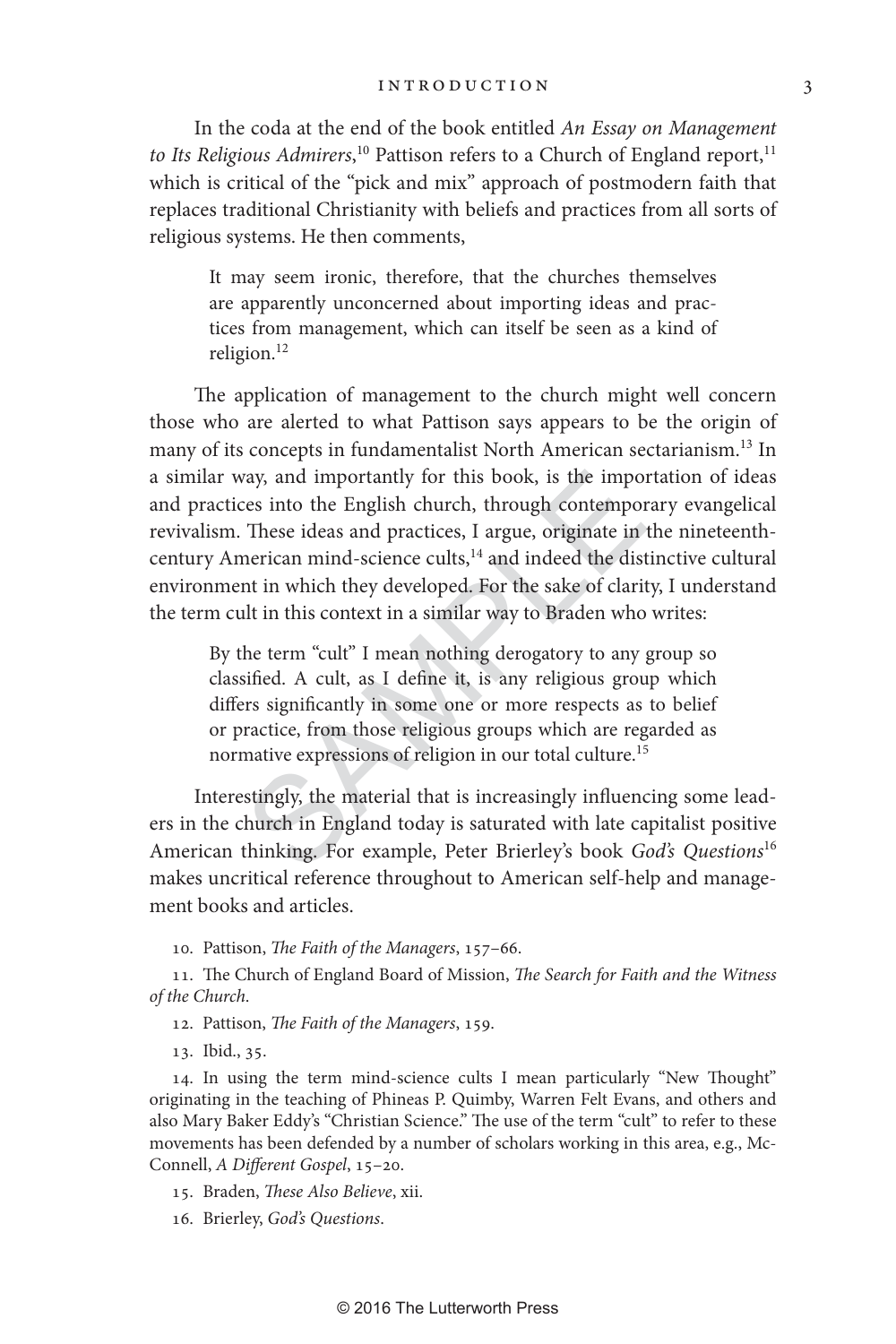In the coda at the end of the book entitled *An Essay on Management to Its Religious Admirers*,[10] Pattison refers to a Church of England report,[11] which is critical of the "pick and mix" approach of postmodern faith that replaces traditional Christianity with beliefs and practices from all sorts of religious systems. He then comments,

> It may seem ironic, therefore, that the churches themselves are apparently unconcerned about importing ideas and practices from management, which can itself be seen as a kind of religion.[12]

The application of management to the church might well concern those who are alerted to what Pattison says appears to be the origin of many of its concepts in fundamentalist North American sectarianism.[13] In a similar way, and importantly for this book, is the importation of ideas and practices into the English church, through contemporary evangelical revivalism. These ideas and practices, I argue, originate in the nineteenth-century American mind-science cults,[14] and indeed the distinctive cultural environment in which they developed. For the sake of clarity, I understand the term cult in this context in a similar way to Braden who writes:

> By the term "cult" I mean nothing derogatory to any group so classified. A cult, as I define it, is any religious group which differs significantly in some one or more respects as to belief or practice, from those religious groups which are regarded as normative expressions of religion in our total culture.[15]

Interestingly, the material that is increasingly influencing some leaders in the church in England today is saturated with late capitalist positive American thinking. For example, Peter Brierley's book *God's Questions*[16] makes uncritical reference throughout to American self-help and management books and articles.

10. Pattison, *The Faith of the Managers*, 157–66.

11. The Church of England Board of Mission, *The Search for Faith and the Witness of the Church*.

12. Pattison, *The Faith of the Managers*, 159.

13. Ibid., 35.

14. In using the term mind-science cults I mean particularly "New Thought" originating in the teaching of Phineas P. Quimby, Warren Felt Evans, and others and also Mary Baker Eddy's "Christian Science." The use of the term "cult" to refer to these movements has been defended by a number of scholars working in this area, e.g., McConnell, *A Different Gospel*, 15–20.

15. Braden, *These Also Believe*, xii.

16. Brierley, *God's Questions*.

© 2016 The Lutterworth Press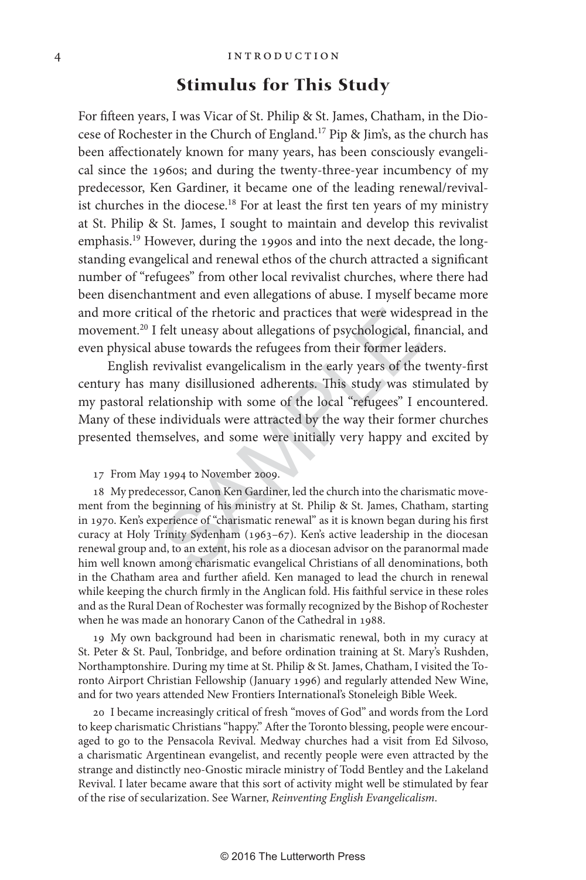## Stimulus for This Study

For fifteen years, I was Vicar of St. Philip & St. James, Chatham, in the Diocese of Rochester in the Church of England.[17] Pip & Jim's, as the church has been affectionately known for many years, has been consciously evangelical since the 1960s; and during the twenty-three-year incumbency of my predecessor, Ken Gardiner, it became one of the leading renewal/revivalist churches in the diocese.[18] For at least the first ten years of my ministry at St. Philip & St. James, I sought to maintain and develop this revivalist emphasis.[19] However, during the 1990s and into the next decade, the long-standing evangelical and renewal ethos of the church attracted a significant number of "refugees" from other local revivalist churches, where there had been disenchantment and even allegations of abuse. I myself became more and more critical of the rhetoric and practices that were widespread in the movement.[20] I felt uneasy about allegations of psychological, financial, and even physical abuse towards the refugees from their former leaders.

English revivalist evangelicalism in the early years of the twenty-first century has many disillusioned adherents. This study was stimulated by my pastoral relationship with some of the local "refugees" I encountered. Many of these individuals were attracted by the way their former churches presented themselves, and some were initially very happy and excited by

17 From May 1994 to November 2009.

18 My predecessor, Canon Ken Gardiner, led the church into the charismatic movement from the beginning of his ministry at St. Philip & St. James, Chatham, starting in 1970. Ken's experience of "charismatic renewal" as it is known began during his first curacy at Holy Trinity Sydenham (1963–67). Ken's active leadership in the diocesan renewal group and, to an extent, his role as a diocesan advisor on the paranormal made him well known among charismatic evangelical Christians of all denominations, both in the Chatham area and further afield. Ken managed to lead the church in renewal while keeping the church firmly in the Anglican fold. His faithful service in these roles and as the Rural Dean of Rochester was formally recognized by the Bishop of Rochester when he was made an honorary Canon of the Cathedral in 1988.

19 My own background had been in charismatic renewal, both in my curacy at St. Peter & St. Paul, Tonbridge, and before ordination training at St. Mary's Rushden, Northamptonshire. During my time at St. Philip & St. James, Chatham, I visited the Toronto Airport Christian Fellowship (January 1996) and regularly attended New Wine, and for two years attended New Frontiers International's Stoneleigh Bible Week.

20 I became increasingly critical of fresh "moves of God" and words from the Lord to keep charismatic Christians "happy." After the Toronto blessing, people were encouraged to go to the Pensacola Revival. Medway churches had a visit from Ed Silvoso, a charismatic Argentinean evangelist, and recently people were even attracted by the strange and distinctly neo-Gnostic miracle ministry of Todd Bentley and the Lakeland Revival. I later became aware that this sort of activity might well be stimulated by fear of the rise of secularization. See Warner, *Reinventing English Evangelicalism*.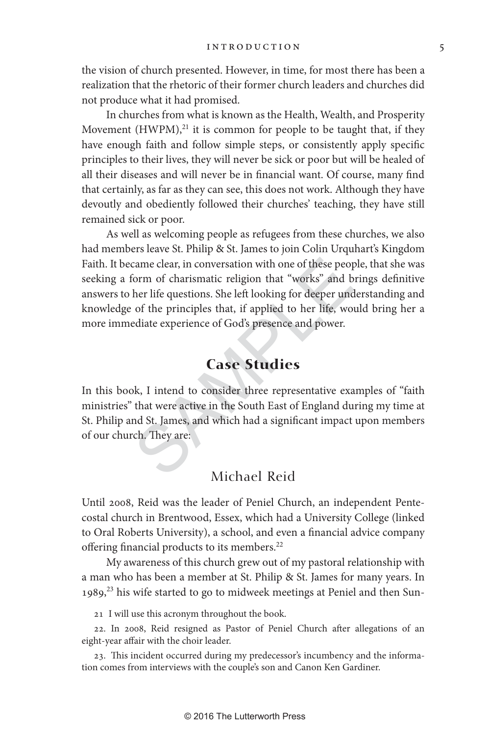the vision of church presented. However, in time, for most there has been a realization that the rhetoric of their former church leaders and churches did not produce what it had promised.

In churches from what is known as the Health, Wealth, and Prosperity Movement (HWPM),[21] it is common for people to be taught that, if they have enough faith and follow simple steps, or consistently apply specific principles to their lives, they will never be sick or poor but will be healed of all their diseases and will never be in financial want. Of course, many find that certainly, as far as they can see, this does not work. Although they have devoutly and obediently followed their churches' teaching, they have still remained sick or poor.

As well as welcoming people as refugees from these churches, we also had members leave St. Philip & St. James to join Colin Urquhart's Kingdom Faith. It became clear, in conversation with one of these people, that she was seeking a form of charismatic religion that "works" and brings definitive answers to her life questions. She left looking for deeper understanding and knowledge of the principles that, if applied to her life, would bring her a more immediate experience of God's presence and power.

## Case Studies

In this book, I intend to consider three representative examples of "faith ministries" that were active in the South East of England during my time at St. Philip and St. James, and which had a significant impact upon members of our church. They are:

### Michael Reid

Until 2008, Reid was the leader of Peniel Church, an independent Pentecostal church in Brentwood, Essex, which had a University College (linked to Oral Roberts University), a school, and even a financial advice company offering financial products to its members.[22]

My awareness of this church grew out of my pastoral relationship with a man who has been a member at St. Philip & St. James for many years. In 1989,[23] his wife started to go to midweek meetings at Peniel and then Sun-

21 I will use this acronym throughout the book.

22. In 2008, Reid resigned as Pastor of Peniel Church after allegations of an eight-year affair with the choir leader.

23. This incident occurred during my predecessor's incumbency and the information comes from interviews with the couple's son and Canon Ken Gardiner.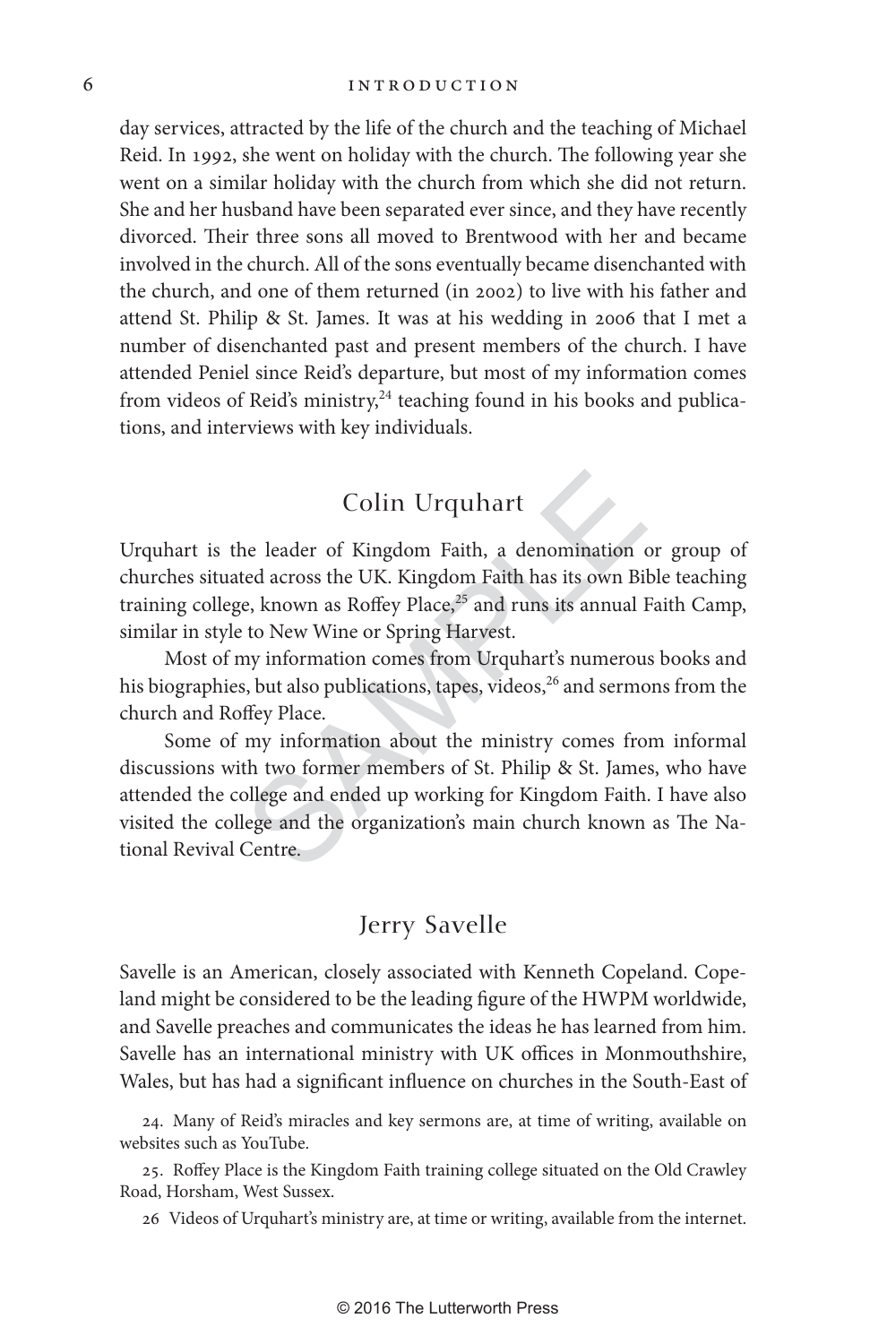day services, attracted by the life of the church and the teaching of Michael Reid. In 1992, she went on holiday with the church. The following year she went on a similar holiday with the church from which she did not return. She and her husband have been separated ever since, and they have recently divorced. Their three sons all moved to Brentwood with her and became involved in the church. All of the sons eventually became disenchanted with the church, and one of them returned (in 2002) to live with his father and attend St. Philip & St. James. It was at his wedding in 2006 that I met a number of disenchanted past and present members of the church. I have attended Peniel since Reid's departure, but most of my information comes from videos of Reid's ministry,[24] teaching found in his books and publications, and interviews with key individuals.

## Colin Urquhart

Urquhart is the leader of Kingdom Faith, a denomination or group of churches situated across the UK. Kingdom Faith has its own Bible teaching training college, known as Roffey Place,[25] and runs its annual Faith Camp, similar in style to New Wine or Spring Harvest.

Most of my information comes from Urquhart's numerous books and his biographies, but also publications, tapes, videos,[26] and sermons from the church and Roffey Place.

Some of my information about the ministry comes from informal discussions with two former members of St. Philip & St. James, who have attended the college and ended up working for Kingdom Faith. I have also visited the college and the organization's main church known as The National Revival Centre.

## Jerry Savelle

Savelle is an American, closely associated with Kenneth Copeland. Copeland might be considered to be the leading figure of the HWPM worldwide, and Savelle preaches and communicates the ideas he has learned from him. Savelle has an international ministry with UK offices in Monmouthshire, Wales, but has had a significant influence on churches in the South-East of

24. Many of Reid's miracles and key sermons are, at time of writing, available on websites such as YouTube.

25. Roffey Place is the Kingdom Faith training college situated on the Old Crawley Road, Horsham, West Sussex.

26 Videos of Urquhart's ministry are, at time or writing, available from the internet.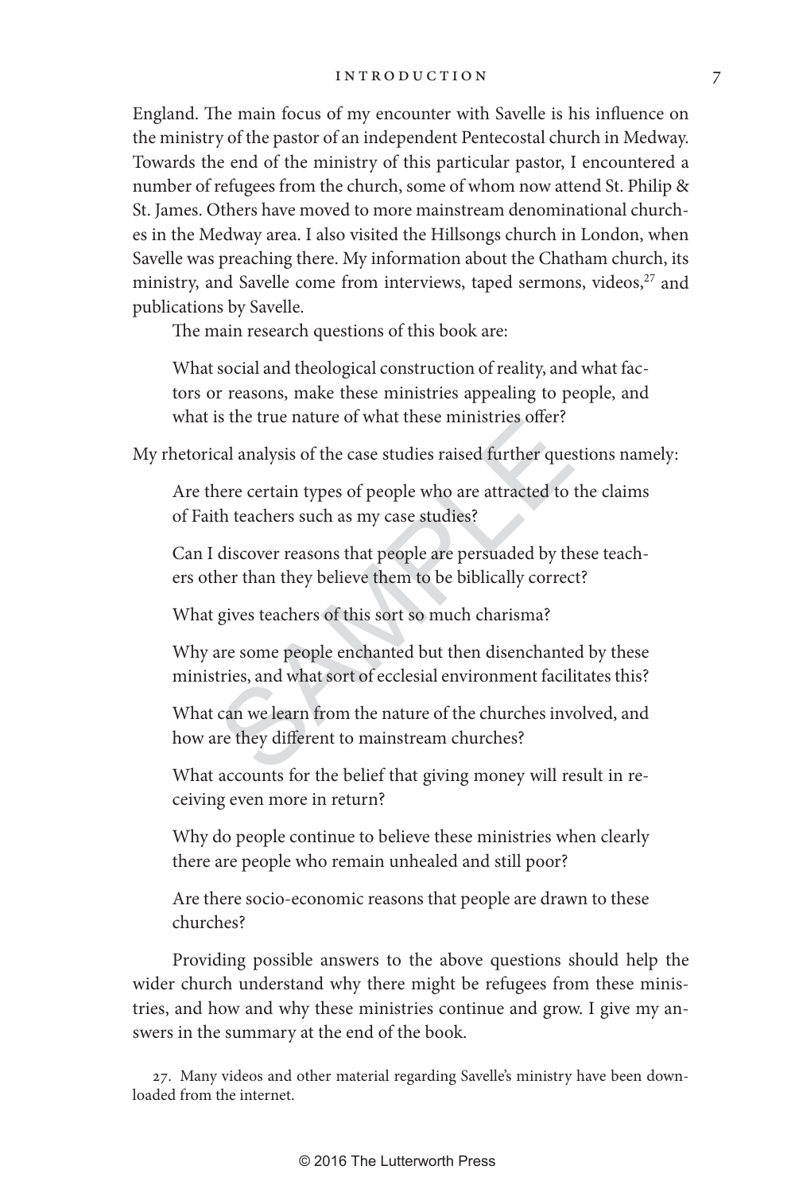England. The main focus of my encounter with Savelle is his influence on the ministry of the pastor of an independent Pentecostal church in Medway. Towards the end of the ministry of this particular pastor, I encountered a number of refugees from the church, some of whom now attend St. Philip & St. James. Others have moved to more mainstream denominational churches in the Medway area. I also visited the Hillsongs church in London, when Savelle was preaching there. My information about the Chatham church, its ministry, and Savelle come from interviews, taped sermons, videos,[27] and publications by Savelle.

The main research questions of this book are:

> What social and theological construction of reality, and what factors or reasons, make these ministries appealing to people, and what is the true nature of what these ministries offer?

My rhetorical analysis of the case studies raised further questions namely:

> Are there certain types of people who are attracted to the claims of Faith teachers such as my case studies?
>
> Can I discover reasons that people are persuaded by these teachers other than they believe them to be biblically correct?
>
> What gives teachers of this sort so much charisma?
>
> Why are some people enchanted but then disenchanted by these ministries, and what sort of ecclesial environment facilitates this?
>
> What can we learn from the nature of the churches involved, and how are they different to mainstream churches?
>
> What accounts for the belief that giving money will result in receiving even more in return?
>
> Why do people continue to believe these ministries when clearly there are people who remain unhealed and still poor?
>
> Are there socio-economic reasons that people are drawn to these churches?

Providing possible answers to the above questions should help the wider church understand why there might be refugees from these ministries, and how and why these ministries continue and grow. I give my answers in the summary at the end of the book.

27. Many videos and other material regarding Savelle's ministry have been downloaded from the internet.

© 2016 The Lutterworth Press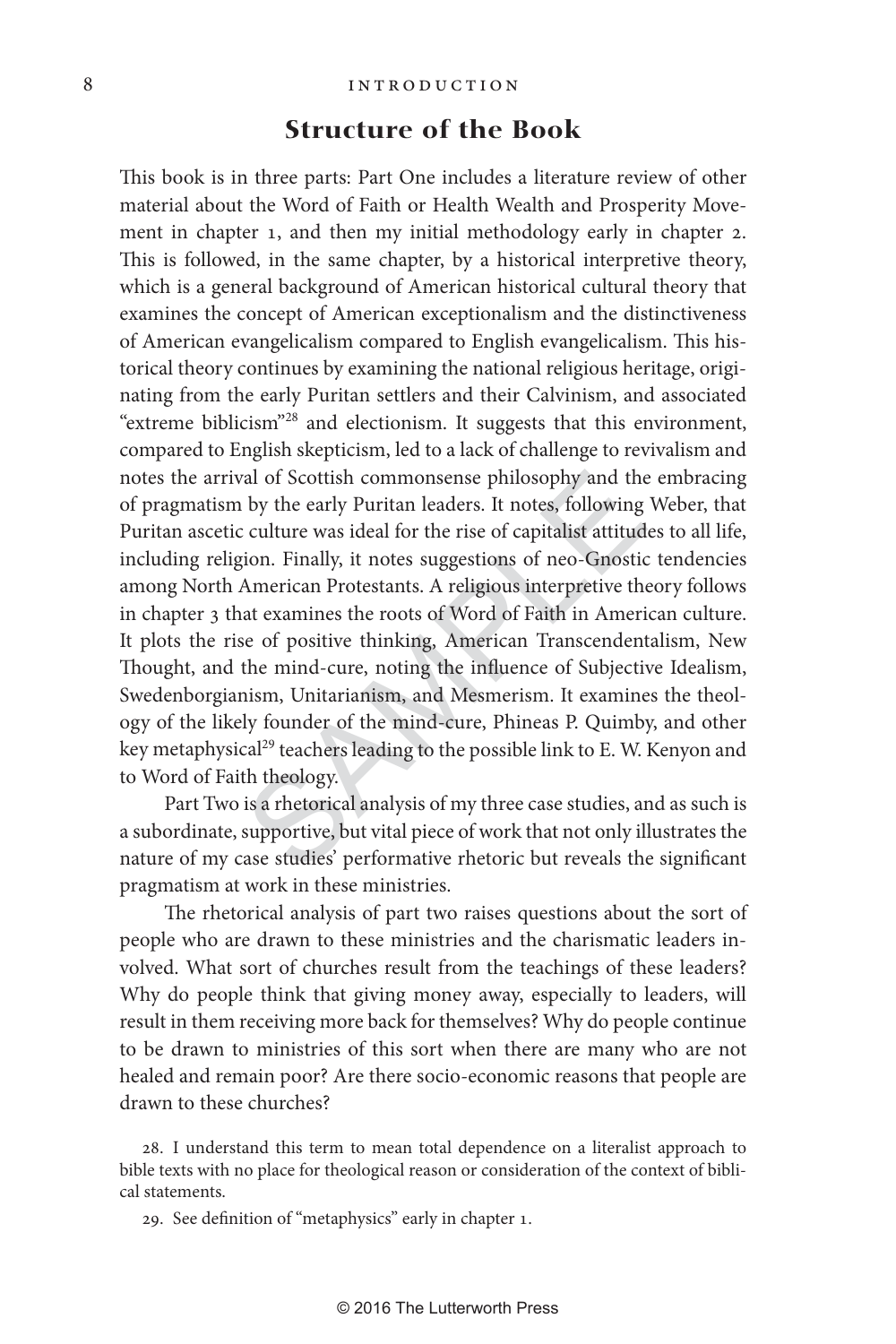## Structure of the Book

This book is in three parts: Part One includes a literature review of other material about the Word of Faith or Health Wealth and Prosperity Movement in chapter 1, and then my initial methodology early in chapter 2. This is followed, in the same chapter, by a historical interpretive theory, which is a general background of American historical cultural theory that examines the concept of American exceptionalism and the distinctiveness of American evangelicalism compared to English evangelicalism. This historical theory continues by examining the national religious heritage, originating from the early Puritan settlers and their Calvinism, and associated "extreme biblicism"[28] and electionism. It suggests that this environment, compared to English skepticism, led to a lack of challenge to revivalism and notes the arrival of Scottish commonsense philosophy and the embracing of pragmatism by the early Puritan leaders. It notes, following Weber, that Puritan ascetic culture was ideal for the rise of capitalist attitudes to all life, including religion. Finally, it notes suggestions of neo-Gnostic tendencies among North American Protestants. A religious interpretive theory follows in chapter 3 that examines the roots of Word of Faith in American culture. It plots the rise of positive thinking, American Transcendentalism, New Thought, and the mind-cure, noting the influence of Subjective Idealism, Swedenborgianism, Unitarianism, and Mesmerism. It examines the theology of the likely founder of the mind-cure, Phineas P. Quimby, and other key metaphysical[29] teachers leading to the possible link to E. W. Kenyon and to Word of Faith theology.

Part Two is a rhetorical analysis of my three case studies, and as such is a subordinate, supportive, but vital piece of work that not only illustrates the nature of my case studies' performative rhetoric but reveals the significant pragmatism at work in these ministries.

The rhetorical analysis of part two raises questions about the sort of people who are drawn to these ministries and the charismatic leaders involved. What sort of churches result from the teachings of these leaders? Why do people think that giving money away, especially to leaders, will result in them receiving more back for themselves? Why do people continue to be drawn to ministries of this sort when there are many who are not healed and remain poor? Are there socio-economic reasons that people are drawn to these churches?

28. I understand this term to mean total dependence on a literalist approach to bible texts with no place for theological reason or consideration of the context of biblical statements.

29. See definition of "metaphysics" early in chapter 1.

© 2016 The Lutterworth Press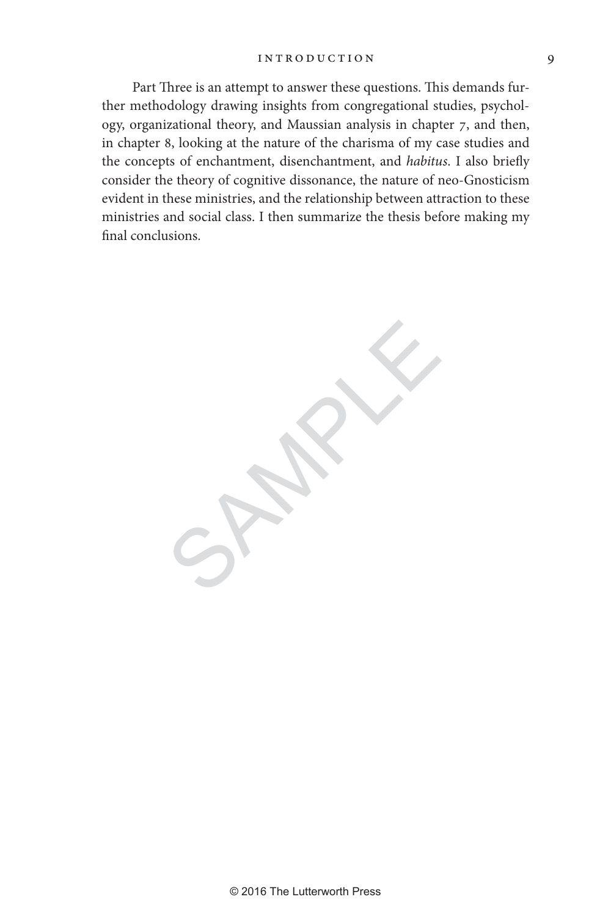Part Three is an attempt to answer these questions. This demands further methodology drawing insights from congregational studies, psychology, organizational theory, and Maussian analysis in chapter 7, and then, in chapter 8, looking at the nature of the charisma of my case studies and the concepts of enchantment, disenchantment, and *habitus*. I also briefly consider the theory of cognitive dissonance, the nature of neo-Gnosticism evident in these ministries, and the relationship between attraction to these ministries and social class. I then summarize the thesis before making my final conclusions.